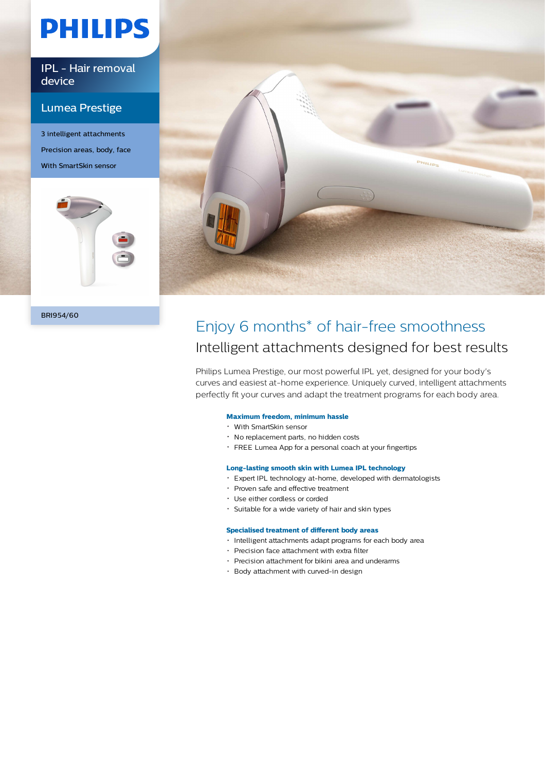PHILIPS

IPL - Hair removal device

Lumea Prestige

3 intelligent attachments

Precision areas, body, face

With SmartSkin sensor

BRI954/60

# Enjoy 6 months* of hair-free smoothness

## Intelligent attachments designed for best results

Philips Lumea Prestige, our most powerful IPL yet, designed for your body's curves and easiest at-home experience. Uniquely curved, intelligent attachments perfectly fit your curves and adapt the treatment programs for each body area.

### Maximum freedom, minimum hassle

- With SmartSkin sensor
- No replacement parts, no hidden costs
- FREE Lumea App for a personal coach at your fingertips

### Long-lasting smooth skin with Lumea IPL technology

- Expert IPL technology at-home, developed with dermatologists
- Proven safe and effective treatment
- Use either cordless or corded
- Suitable for a wide variety of hair and skin types

### Specialised treatment of different body areas

- Intelligent attachments adapt programs for each body area
- Precision face attachment with extra filter
- Precision attachment for bikini area and underarms
- Body attachment with curved-in design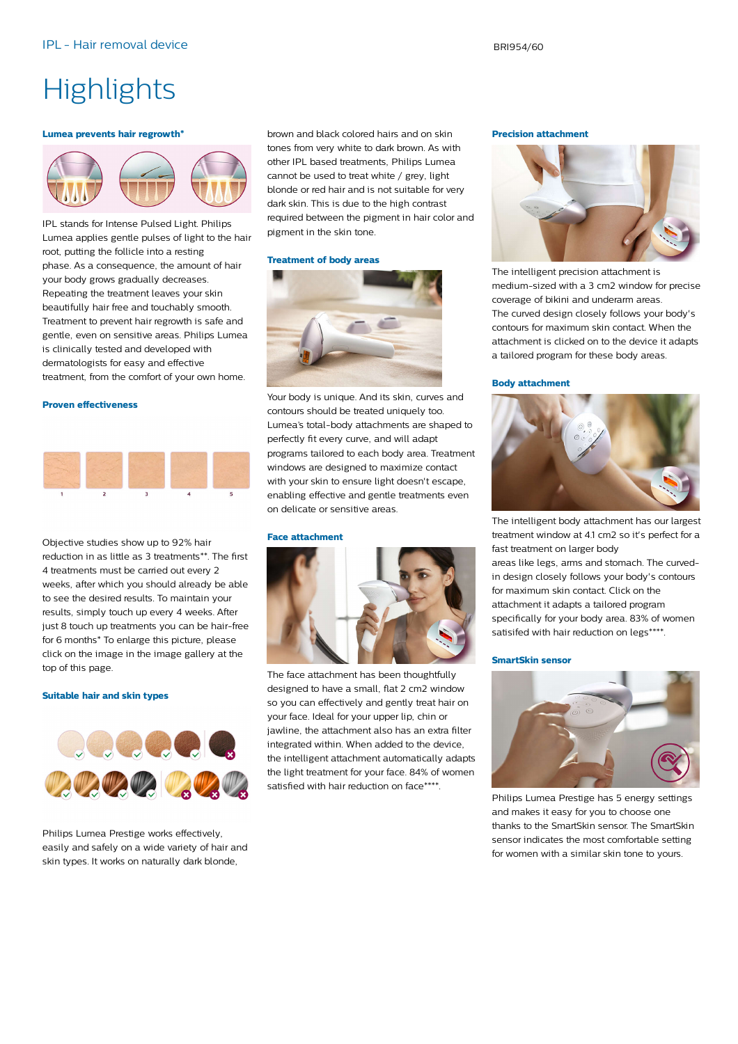IPL - Hair removal device

BRI954/60

# Highlights

### Lumea prevents hair regrowth*

IPL stands for Intense Pulsed Light. Philips Lumea applies gentle pulses of light to the hair root, putting the follicle into a resting phase. As a consequence, the amount of hair your body grows gradually decreases. Repeating the treatment leaves your skin beautifully hair free and touchably smooth. Treatment to prevent hair regrowth is safe and gentle, even on sensitive areas. Philips Lumea is clinically tested and developed with dermatologists for easy and effective treatment, from the comfort of your own home.

### Proven effectiveness

1 2 3 4 5

Objective studies show up to 92% hair reduction in as little as 3 treatments**. The first 4 treatments must be carried out every 2 weeks, after which you should already be able to see the desired results. To maintain your results, simply touch up every 4 weeks. After just 8 touch up treatments you can be hair-free for 6 months* To enlarge this picture, please click on the image in the image gallery at the top of this page.

### Suitable hair and skin types

Philips Lumea Prestige works effectively, easily and safely on a wide variety of hair and skin types. It works on naturally dark blonde, brown and black colored hairs and on skin tones from very white to dark brown. As with other IPL based treatments, Philips Lumea cannot be used to treat white / grey, light blonde or red hair and is not suitable for very dark skin. This is due to the high contrast required between the pigment in hair color and pigment in the skin tone.

### Treatment of body areas

Your body is unique. And its skin, curves and contours should be treated uniquely too. Lumea's total-body attachments are shaped to perfectly fit every curve, and will adapt programs tailored to each body area. Treatment windows are designed to maximize contact with your skin to ensure light doesn't escape, enabling effective and gentle treatments even on delicate or sensitive areas.

### Face attachment

The face attachment has been thoughtfully designed to have a small, flat 2 cm2 window so you can effectively and gently treat hair on your face. Ideal for your upper lip, chin or jawline, the attachment also has an extra filter integrated within. When added to the device, the intelligent attachment automatically adapts the light treatment for your face. 84% of women satisfied with hair reduction on face****.

### Precision attachment

The intelligent precision attachment is medium-sized with a 3 cm2 window for precise coverage of bikini and underarm areas. The curved design closely follows your body's contours for maximum skin contact. When the attachment is clicked on to the device it adapts a tailored program for these body areas.

### Body attachment

The intelligent body attachment has our largest treatment window at 4.1 cm2 so it's perfect for a fast treatment on larger body areas like legs, arms and stomach. The curved-in design closely follows your body's contours for maximum skin contact. Click on the attachment it adapts a tailored program specifically for your body area. 83% of women satisifed with hair reduction on legs****.

### SmartSkin sensor

Philips Lumea Prestige has 5 energy settings and makes it easy for you to choose one thanks to the SmartSkin sensor. The SmartSkin sensor indicates the most comfortable setting for women with a similar skin tone to yours.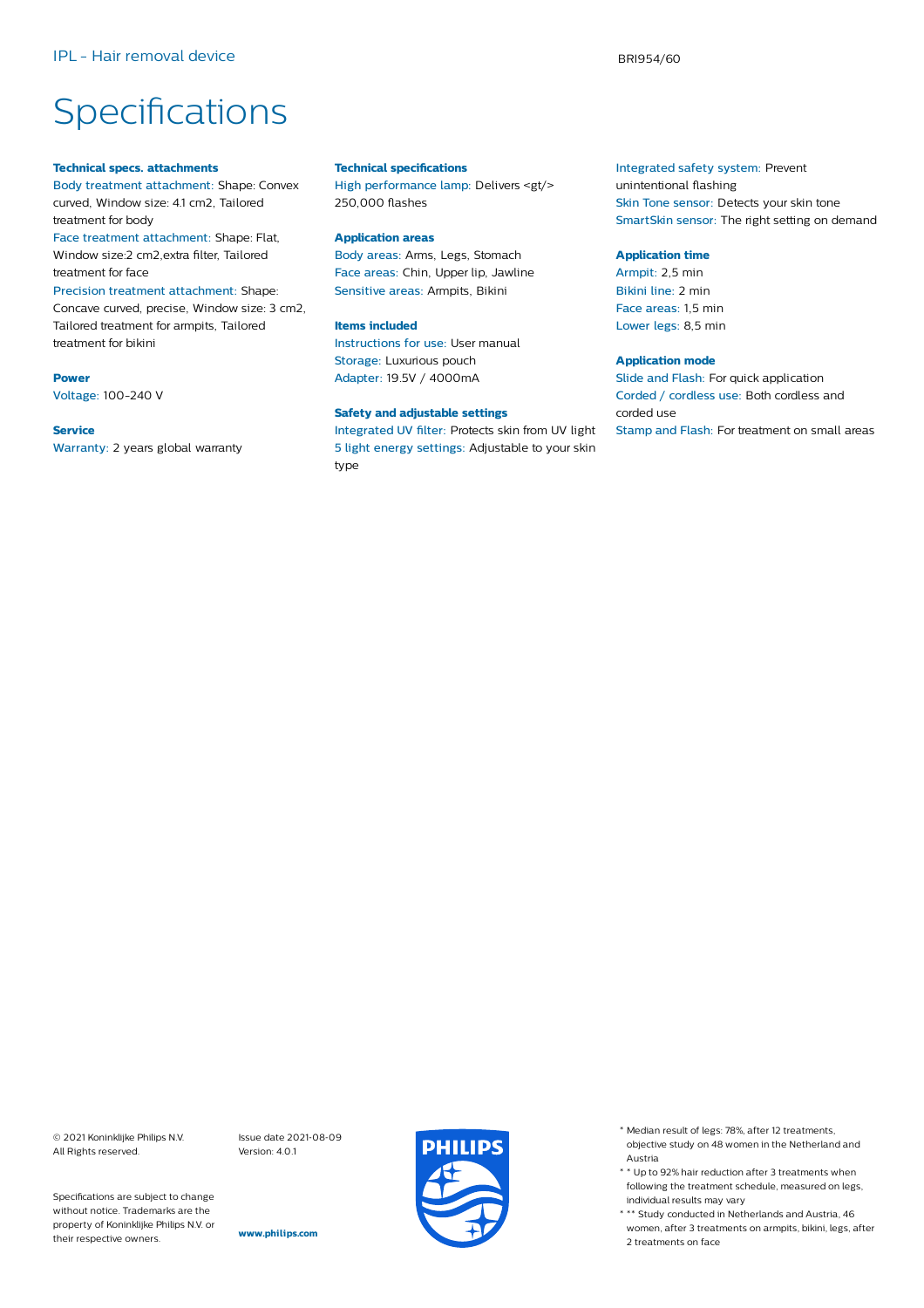# Specifications

### Technical specs. attachments

- Body treatment attachment: Shape: Convex curved, Window size: 4.1 cm2, Tailored treatment for body
- Face treatment attachment: Shape: Flat, Window size:2 cm2,extra filter, Tailored treatment for face
- Precision treatment attachment: Shape: Concave curved, precise, Window size: 3 cm2, Tailored treatment for armpits, Tailored treatment for bikini

### Power

- Voltage: 100-240 V

### Service

- Warranty: 2 years global warranty

### Technical specifications

- High performance lamp: Delivers <gt/> 250,000 flashes

### Application areas

- Body areas: Arms, Legs, Stomach
- Face areas: Chin, Upper lip, Jawline
- Sensitive areas: Armpits, Bikini

### Items included

- Instructions for use: User manual
- Storage: Luxurious pouch
- Adapter: 19.5V / 4000mA

### Safety and adjustable settings

- Integrated UV filter: Protects skin from UV light
- 5 light energy settings: Adjustable to your skin type
- Integrated safety system: Prevent unintentional flashing
- Skin Tone sensor: Detects your skin tone
- SmartSkin sensor: The right setting on demand

### Application time

- Armpit: 2,5 min
- Bikini line: 2 min
- Face areas: 1,5 min
- Lower legs: 8,5 min

### Application mode

- Slide and Flash: For quick application
- Corded / cordless use: Both cordless and corded use
- Stamp and Flash: For treatment on small areas

© 2021 Koninklijke Philips N.V.
All Rights reserved.

Issue date 2021-08-09
Version: 4.0.1

Specifications are subject to change without notice. Trademarks are the property of Koninklijke Philips N.V. or their respective owners.

www.philips.com

\* Median result of legs: 78%, after 12 treatments, objective study on 48 women in the Netherland and Austria

\* \* Up to 92% hair reduction after 3 treatments when following the treatment schedule, measured on legs, individual results may vary

\* \*\* Study conducted in Netherlands and Austria, 46 women, after 3 treatments on armpits, bikini, legs, after 2 treatments on face